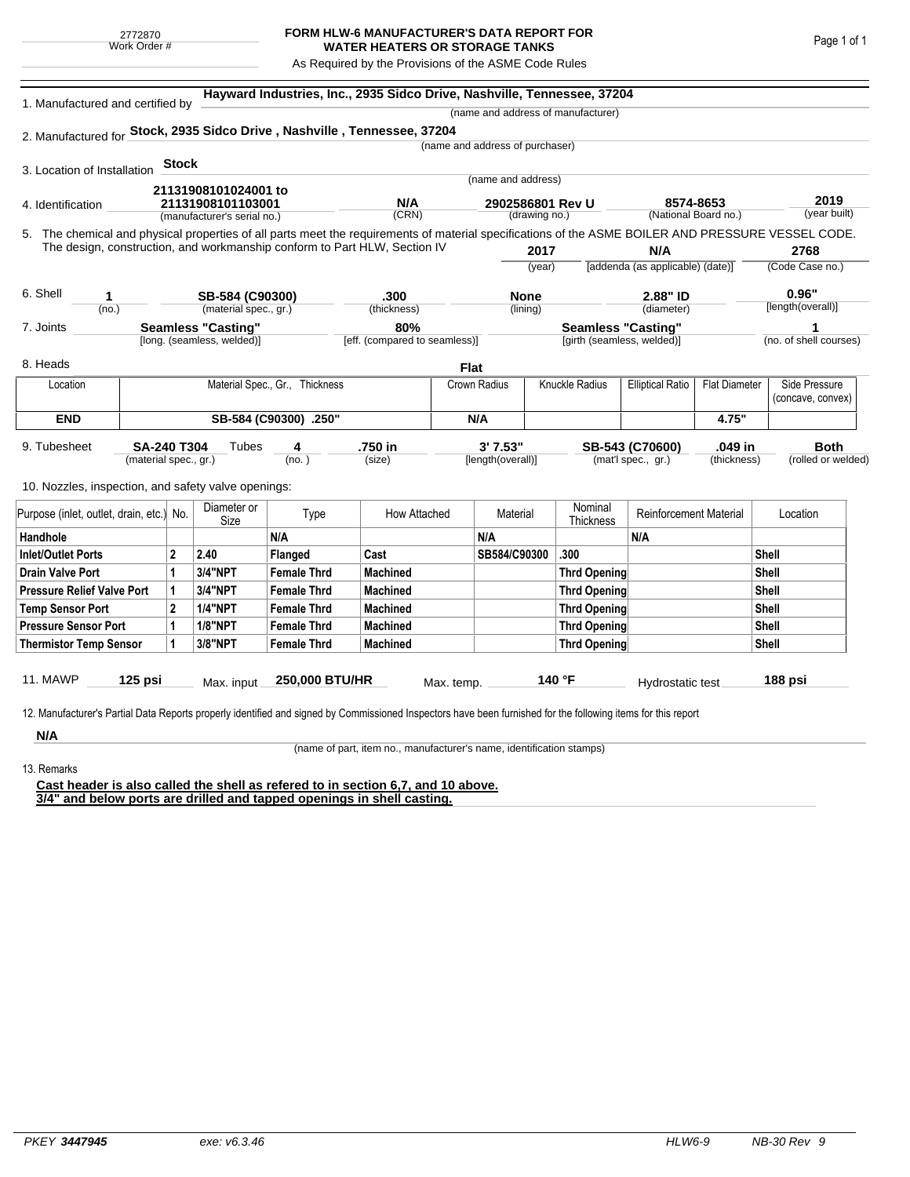2772870
Work Order #

# FORM HLW-6 MANUFACTURER'S DATA REPORT FOR WATER HEATERS OR STORAGE TANKS

As Required by the Provisions of the ASME Code Rules

1. Manufactured and certified by **Hayward Industries, Inc., 2935 Sidco Drive, Nashville, Tennessee, 37204**
(name and address of manufacturer)

2. Manufactured for **Stock, 2935 Sidco Drive , Nashville , Tennessee, 37204**
(name and address of purchaser)

3. Location of Installation **Stock**
(name and address)

4. Identification **21131908101024001 to 21131908101103001** (manufacturer's serial no.) **N/A** (CRN) **2902586801 Rev U** (drawing no.) **8574-8653** (National Board no.) **2019** (year built)

5. The chemical and physical properties of all parts meet the requirements of material specifications of the ASME BOILER AND PRESSURE VESSEL CODE. The design, construction, and workmanship conform to Part HLW, Section IV **2017** (year) **N/A** [addenda (as applicable) (date)] **2768** (Code Case no.)

6. Shell **1** (no.) **SB-584 (C90300)** (material spec., gr.) **.300** (thickness) **None** (lining) **2.88" ID** (diameter) **0.96"** [length(overall)]

7. Joints **Seamless "Casting"** [long. (seamless, welded)] **80%** [eff. (compared to seamless)] **Seamless "Casting"** [girth (seamless, welded)] **1** (no. of shell courses)

8. Heads **Flat**

| Location | Material Spec., Gr., Thickness | Crown Radius | Knuckle Radius | Elliptical Ratio | Flat Diameter | Side Pressure (concave, convex) |
|---|---|---|---|---|---|---|
| **END** | **SB-584 (C90300) .250"** | **N/A** | | | **4.75"** | |

9. Tubesheet **SA-240 T304** (material spec., gr.) Tubes **4** (no.) **.750 in** (size) **3' 7.53"** [length(overall)] **SB-543 (C70600)** (mat'l spec., gr.) **.049 in** (thickness) **Both** (rolled or welded)

10. Nozzles, inspection, and safety valve openings:

| Purpose (inlet, outlet, drain, etc.) | No. | Diameter or Size | Type | How Attached | Material | Nominal Thickness | Reinforcement Material | Location |
|---|---|---|---|---|---|---|---|---|
| **Handhole** | | | **N/A** | | **N/A** | | **N/A** | |
| **Inlet/Outlet Ports** | **2** | **2.40** | **Flanged** | **Cast** | **SB584/C90300** | **.300** | | **Shell** |
| **Drain Valve Port** | **1** | **3/4"NPT** | **Female Thrd** | **Machined** | | **Thrd Opening** | | **Shell** |
| **Pressure Relief Valve Port** | **1** | **3/4"NPT** | **Female Thrd** | **Machined** | | **Thrd Opening** | | **Shell** |
| **Temp Sensor Port** | **2** | **1/4"NPT** | **Female Thrd** | **Machined** | | **Thrd Opening** | | **Shell** |
| **Pressure Sensor Port** | **1** | **1/8"NPT** | **Female Thrd** | **Machined** | | **Thrd Opening** | | **Shell** |
| **Thermistor Temp Sensor** | **1** | **3/8"NPT** | **Female Thrd** | **Machined** | | **Thrd Opening** | | **Shell** |

11. MAWP **125 psi** Max. input **250,000 BTU/HR** Max. temp. **140 °F** Hydrostatic test **188 psi**

12. Manufacturer's Partial Data Reports properly identified and signed by Commissioned Inspectors have been furnished for the following items for this report

**N/A**
(name of part, item no., manufacturer's name, identification stamps)

13. Remarks

**Cast header is also called the shell as refered to in section 6,7, and 10 above.**
**3/4" and below ports are drilled and tapped openings in shell casting.**

PKEY *3447945* exe: v6.3.46 HLW6-9 NB-30 Rev 9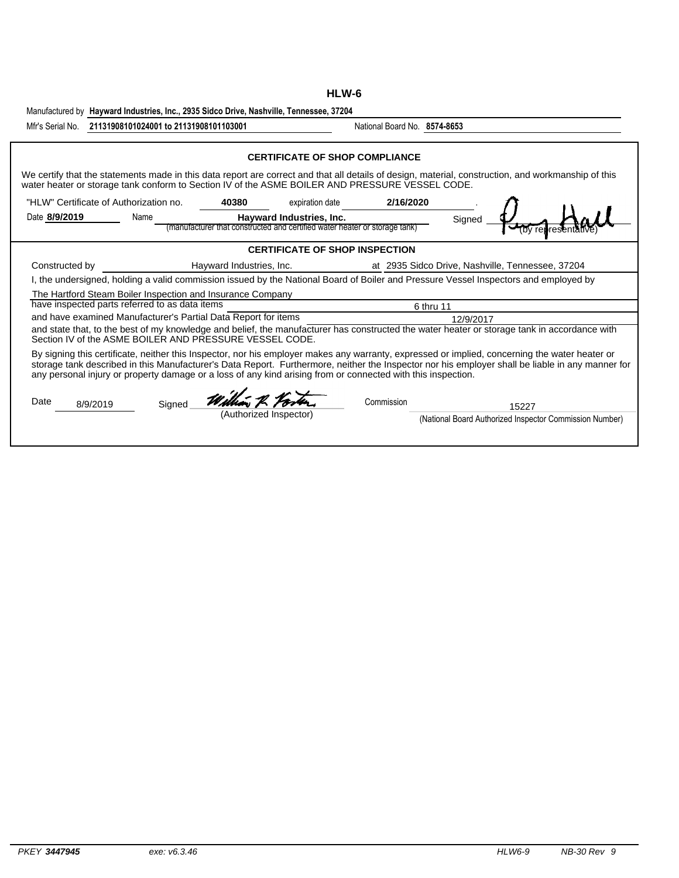# HLW-6

Manufactured by **Hayward Industries, Inc., 2935 Sidco Drive, Nashville, Tennessee, 37204**

Mfr's Serial No. **21131908101024001 to 21131908101103001** National Board No. **8574-8653**

## CERTIFICATE OF SHOP COMPLIANCE

We certify that the statements made in this data report are correct and that all details of design, material, construction, and workmanship of this water heater or storage tank conform to Section IV of the ASME BOILER AND PRESSURE VESSEL CODE.

"HLW" Certificate of Authorization no. **40380** expiration date **2/16/2020**.

Date **8/9/2019** Name **Hayward Industries, Inc.** (manufacturer that constructed and certified water heater or storage tank) Signed (by representative)

## CERTIFICATE OF SHOP INSPECTION

Constructed by Hayward Industries, Inc. at 2935 Sidco Drive, Nashville, Tennessee, 37204

I, the undersigned, holding a valid commission issued by the National Board of Boiler and Pressure Vessel Inspectors and employed by The Hartford Steam Boiler Inspection and Insurance Company

have inspected parts referred to as data items 6 thru 11

and have examined Manufacturer's Partial Data Report for items 12/9/2017

and state that, to the best of my knowledge and belief, the manufacturer has constructed the water heater or storage tank in accordance with Section IV of the ASME BOILER AND PRESSURE VESSEL CODE.

By signing this certificate, neither this Inspector, nor his employer makes any warranty, expressed or implied, concerning the water heater or storage tank described in this Manufacturer's Data Report. Furthermore, neither the Inspector nor his employer shall be liable in any manner for any personal injury or property damage or a loss of any kind arising from or connected with this inspection.

Date 8/9/2019 Signed (Authorized Inspector) Commission 15227 (National Board Authorized Inspector Commission Number)

*PKEY* ***3447945*** *exe: v6.3.46* *HLW6-9* *NB-30 Rev 9*